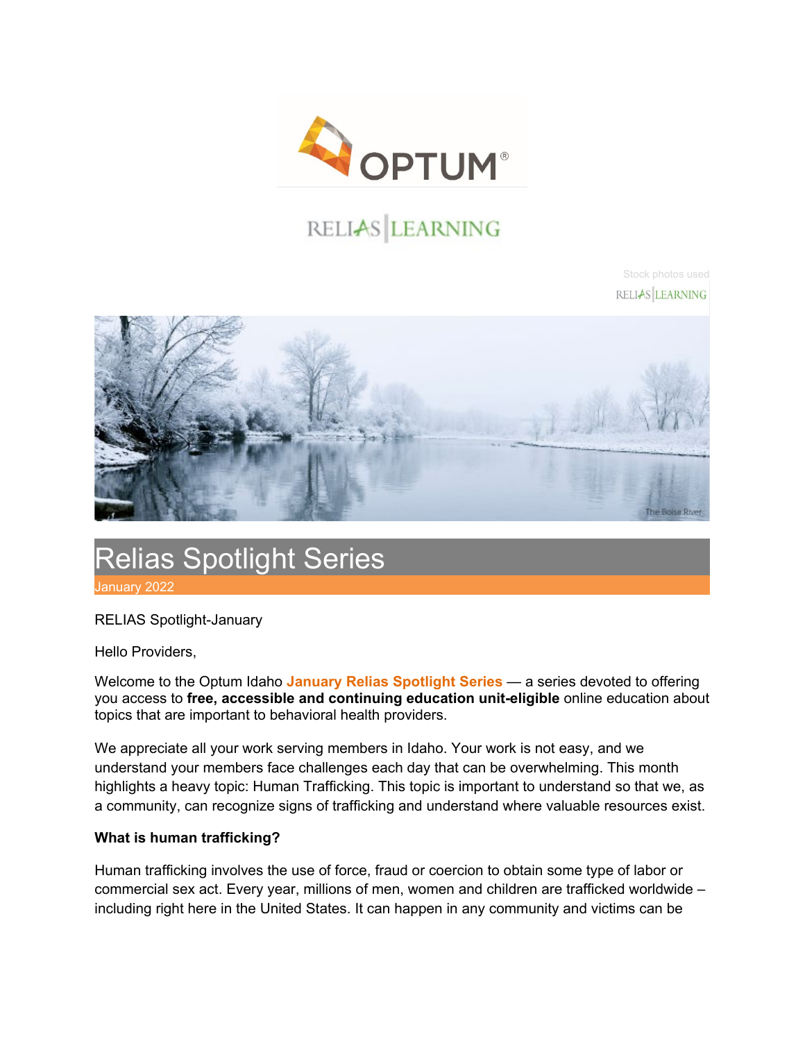Stock photos used

The Boise River

# Relias Spotlight Series

January 2022

RELIAS Spotlight-January

Hello Providers,

Welcome to the Optum Idaho **January Relias Spotlight Series** — a series devoted to offering you access to **free, accessible and continuing education unit-eligible** online education about topics that are important to behavioral health providers.

We appreciate all your work serving members in Idaho. Your work is not easy, and we understand your members face challenges each day that can be overwhelming. This month highlights a heavy topic: Human Trafficking. This topic is important to understand so that we, as a community, can recognize signs of trafficking and understand where valuable resources exist.

**What is human trafficking?**

Human trafficking involves the use of force, fraud or coercion to obtain some type of labor or commercial sex act. Every year, millions of men, women and children are trafficked worldwide – including right here in the United States. It can happen in any community and victims can be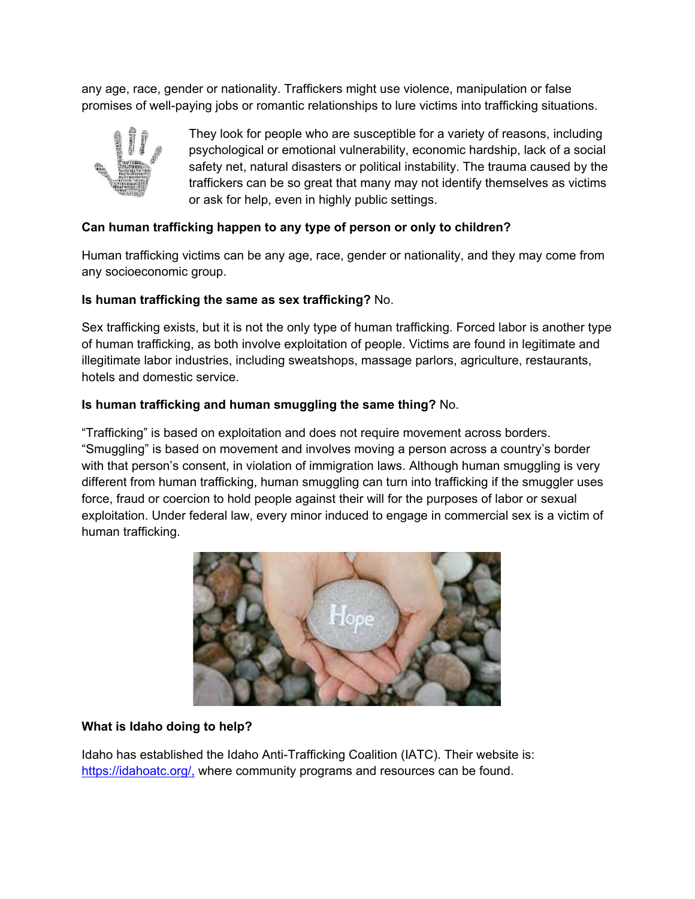any age, race, gender or nationality. Traffickers might use violence, manipulation or false promises of well-paying jobs or romantic relationships to lure victims into trafficking situations.

They look for people who are susceptible for a variety of reasons, including psychological or emotional vulnerability, economic hardship, lack of a social safety net, natural disasters or political instability. The trauma caused by the traffickers can be so great that many may not identify themselves as victims or ask for help, even in highly public settings.

**Can human trafficking happen to any type of person or only to children?**

Human trafficking victims can be any age, race, gender or nationality, and they may come from any socioeconomic group.

**Is human trafficking the same as sex trafficking?** No.

Sex trafficking exists, but it is not the only type of human trafficking. Forced labor is another type of human trafficking, as both involve exploitation of people. Victims are found in legitimate and illegitimate labor industries, including sweatshops, massage parlors, agriculture, restaurants, hotels and domestic service.

**Is human trafficking and human smuggling the same thing?** No.

"Trafficking" is based on exploitation and does not require movement across borders. "Smuggling" is based on movement and involves moving a person across a country's border with that person's consent, in violation of immigration laws. Although human smuggling is very different from human trafficking, human smuggling can turn into trafficking if the smuggler uses force, fraud or coercion to hold people against their will for the purposes of labor or sexual exploitation. Under federal law, every minor induced to engage in commercial sex is a victim of human trafficking.

**What is Idaho doing to help?**

Idaho has established the Idaho Anti-Trafficking Coalition (IATC). Their website is: https://idahoatc.org/, where community programs and resources can be found.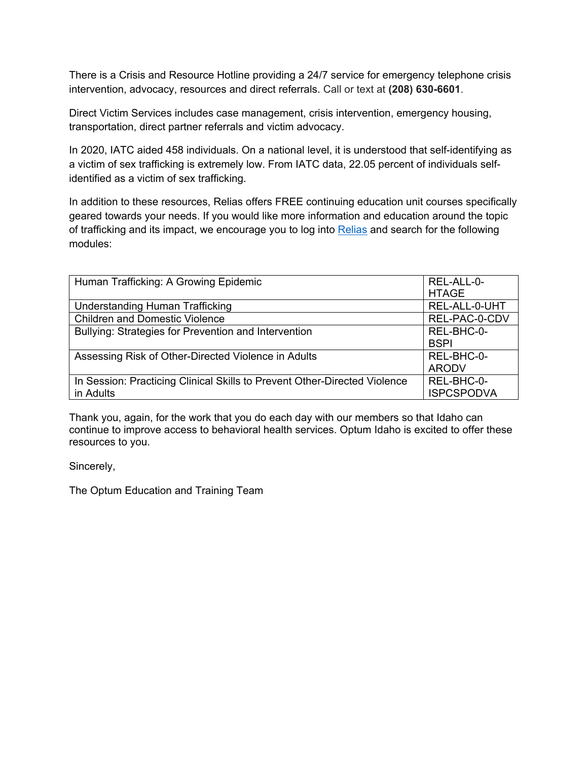There is a Crisis and Resource Hotline providing a 24/7 service for emergency telephone crisis intervention, advocacy, resources and direct referrals. Call or text at **(208) 630-6601**.

Direct Victim Services includes case management, crisis intervention, emergency housing, transportation, direct partner referrals and victim advocacy.

In 2020, IATC aided 458 individuals. On a national level, it is understood that self-identifying as a victim of sex trafficking is extremely low. From IATC data, 22.05 percent of individuals self-identified as a victim of sex trafficking.

In addition to these resources, Relias offers FREE continuing education unit courses specifically geared towards your needs. If you would like more information and education around the topic of trafficking and its impact, we encourage you to log into Relias and search for the following modules:

| | |
|---|---|
| Human Trafficking: A Growing Epidemic | REL-ALL-0-HTAGE |
| Understanding Human Trafficking | REL-ALL-0-UHT |
| Children and Domestic Violence | REL-PAC-0-CDV |
| Bullying: Strategies for Prevention and Intervention | REL-BHC-0-BSPI |
| Assessing Risk of Other-Directed Violence in Adults | REL-BHC-0-ARODV |
| In Session: Practicing Clinical Skills to Prevent Other-Directed Violence in Adults | REL-BHC-0-ISPCSPODVA |

Thank you, again, for the work that you do each day with our members so that Idaho can continue to improve access to behavioral health services. Optum Idaho is excited to offer these resources to you.

Sincerely,

The Optum Education and Training Team